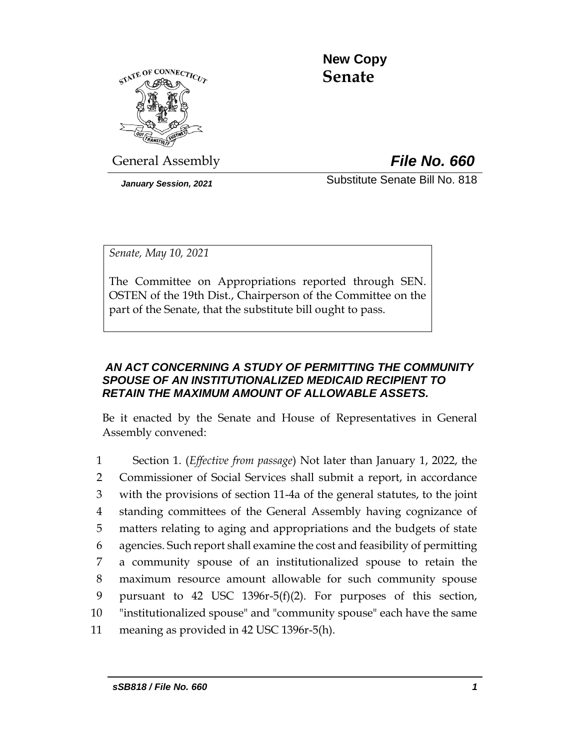**New Copy**
**Senate**

General Assembly

***File No. 660***

*January Session, 2021*

Substitute Senate Bill No. 818

*Senate, May 10, 2021*

The Committee on Appropriations reported through SEN. OSTEN of the 19th Dist., Chairperson of the Committee on the part of the Senate, that the substitute bill ought to pass.

***AN ACT CONCERNING A STUDY OF PERMITTING THE COMMUNITY SPOUSE OF AN INSTITUTIONALIZED MEDICAID RECIPIENT TO RETAIN THE MAXIMUM AMOUNT OF ALLOWABLE ASSETS.***

Be it enacted by the Senate and House of Representatives in General Assembly convened:

1 Section 1. (*Effective from passage*) Not later than January 1, 2022, the
2 Commissioner of Social Services shall submit a report, in accordance
3 with the provisions of section 11-4a of the general statutes, to the joint
4 standing committees of the General Assembly having cognizance of
5 matters relating to aging and appropriations and the budgets of state
6 agencies. Such report shall examine the cost and feasibility of permitting
7 a community spouse of an institutionalized spouse to retain the
8 maximum resource amount allowable for such community spouse
9 pursuant to 42 USC 1396r-5(f)(2). For purposes of this section,
10 "institutionalized spouse" and "community spouse" each have the same
11 meaning as provided in 42 USC 1396r-5(h).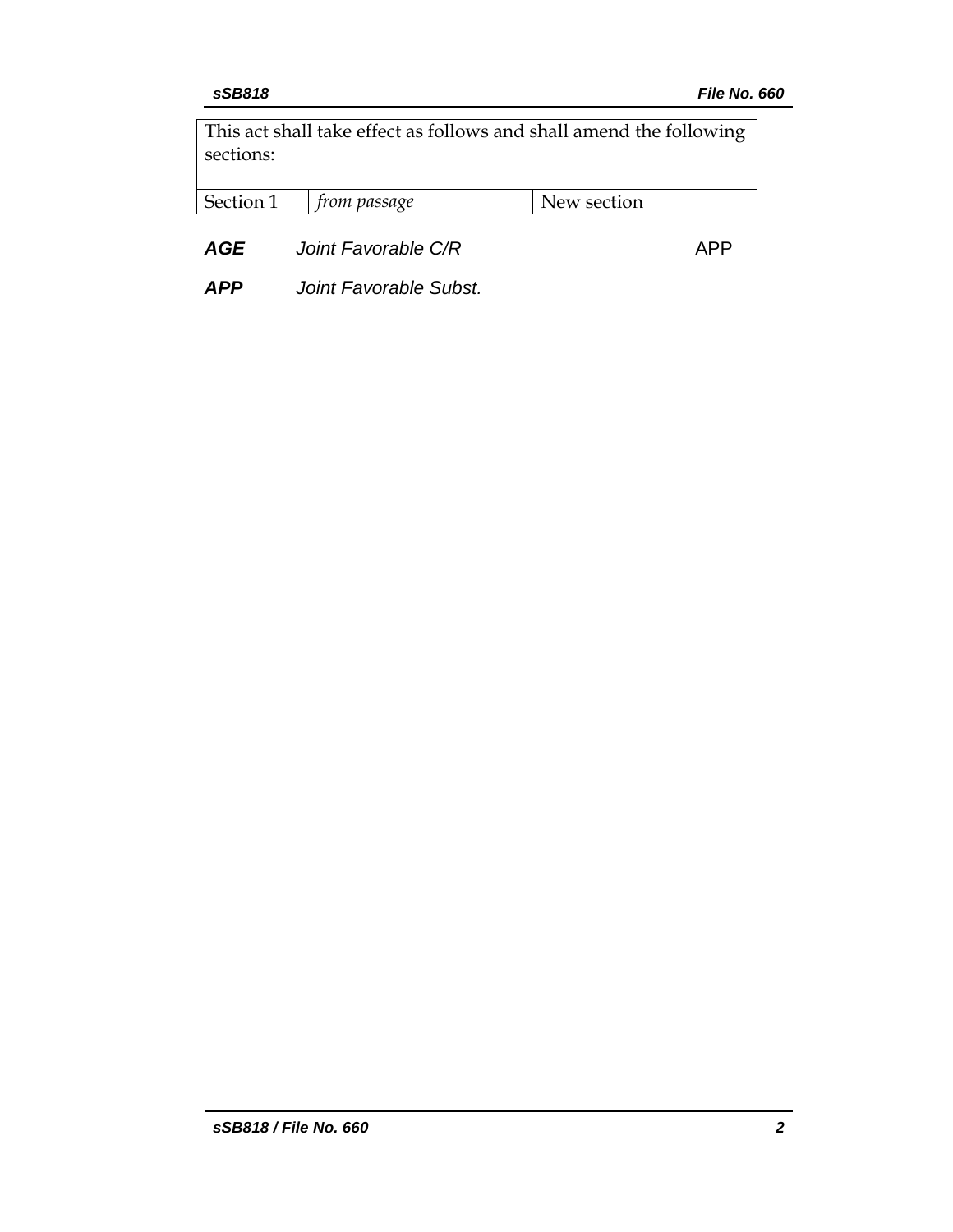| This act shall take effect as follows and shall amend the following sections: | | |
|---|---|---|
| Section 1 | *from passage* | New section |

***AGE*** *Joint Favorable C/R* APP

***APP*** *Joint Favorable Subst.*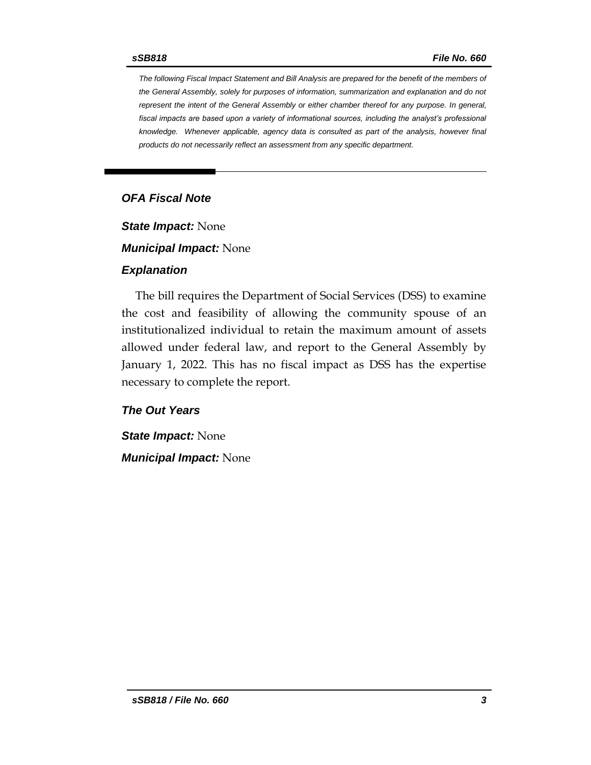*The following Fiscal Impact Statement and Bill Analysis are prepared for the benefit of the members of the General Assembly, solely for purposes of information, summarization and explanation and do not represent the intent of the General Assembly or either chamber thereof for any purpose. In general, fiscal impacts are based upon a variety of informational sources, including the analyst's professional knowledge. Whenever applicable, agency data is consulted as part of the analysis, however final products do not necessarily reflect an assessment from any specific department.*

## OFA Fiscal Note

***State Impact:*** None

***Municipal Impact:*** None

### Explanation

The bill requires the Department of Social Services (DSS) to examine the cost and feasibility of allowing the community spouse of an institutionalized individual to retain the maximum amount of assets allowed under federal law, and report to the General Assembly by January 1, 2022. This has no fiscal impact as DSS has the expertise necessary to complete the report.

### The Out Years

***State Impact:*** None

***Municipal Impact:*** None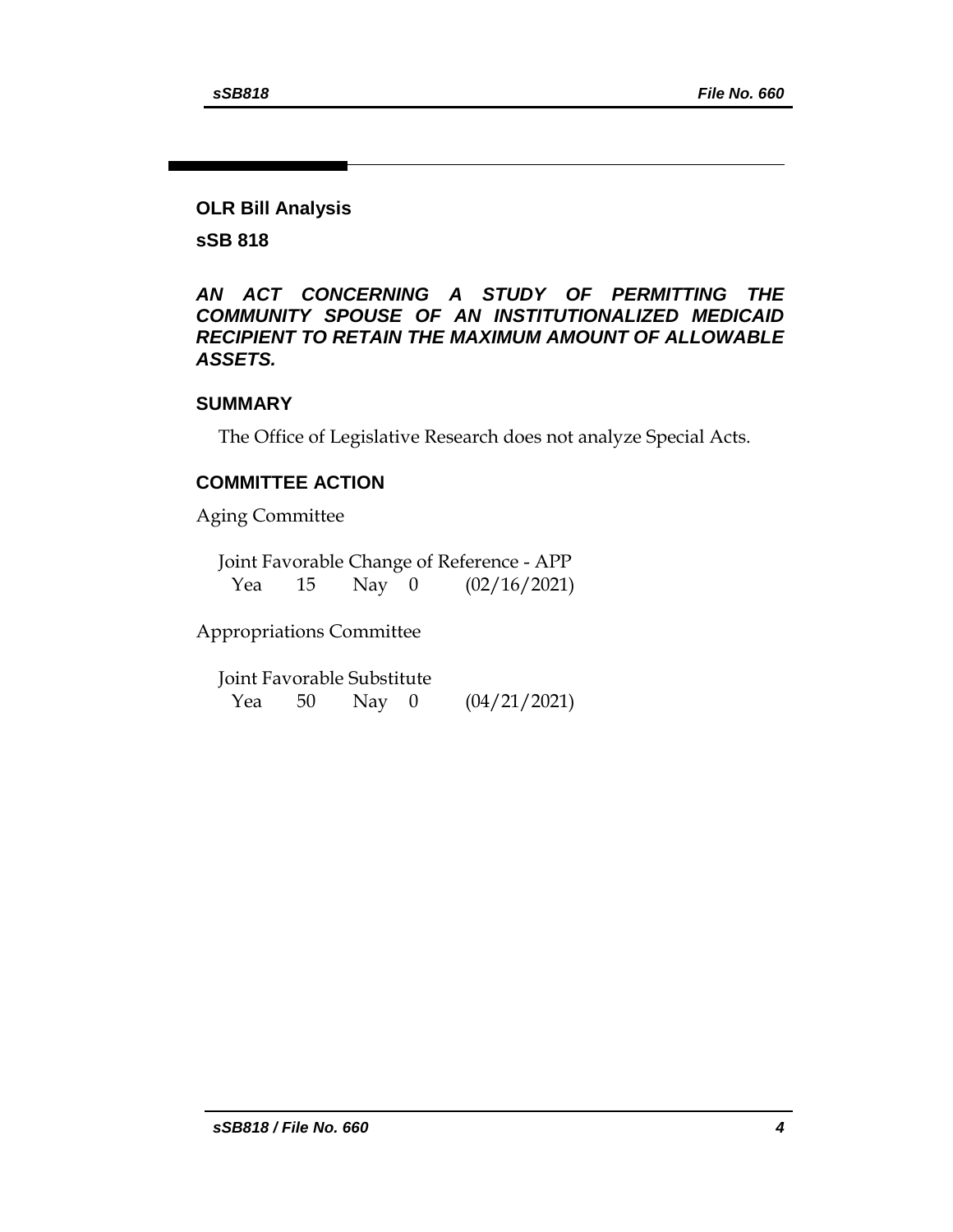## OLR Bill Analysis

**sSB 818**

***AN ACT CONCERNING A STUDY OF PERMITTING THE COMMUNITY SPOUSE OF AN INSTITUTIONALIZED MEDICAID RECIPIENT TO RETAIN THE MAXIMUM AMOUNT OF ALLOWABLE ASSETS.***

### SUMMARY

The Office of Legislative Research does not analyze Special Acts.

### COMMITTEE ACTION

Aging Committee

Joint Favorable Change of Reference - APP

| | | | | |
|---|---|---|---|---|
| Yea | 15 | Nay | 0 | (02/16/2021) |

Appropriations Committee

Joint Favorable Substitute

| | | | | |
|---|---|---|---|---|
| Yea | 50 | Nay | 0 | (04/21/2021) |